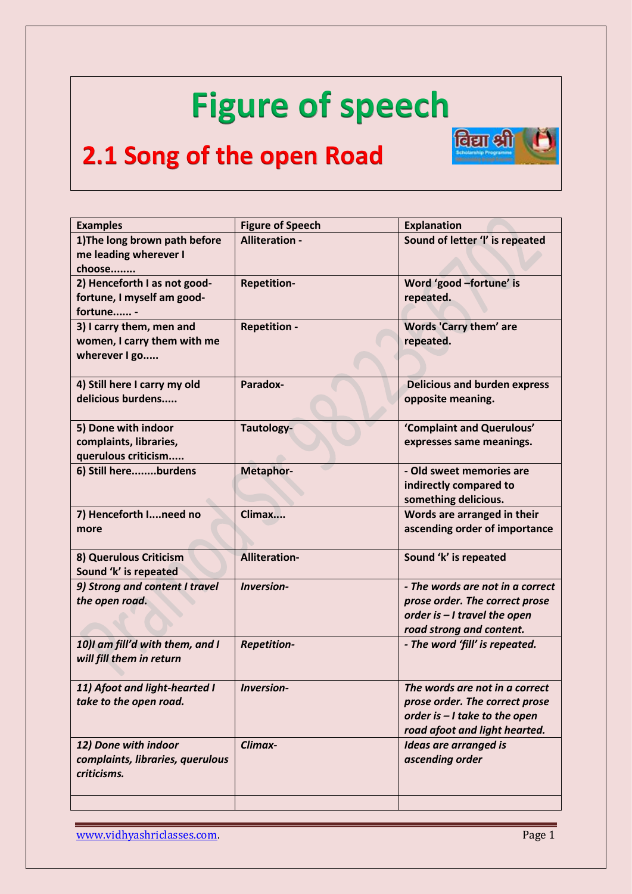# Figure of speech

## 2.1 Song of the open Road

| Examples | Figure of Speech | Explanation |
|---|---|---|
| **1)The long brown path before me leading wherever I choose........** | **Alliteration -** | **Sound of letter 'l' is repeated** |
| **2) Henceforth I as not good-fortune, I myself am good-fortune...... -** | **Repetition-** | **Word 'good –fortune' is repeated.** |
| **3) I carry them, men and women, I carry them with me wherever I go.....** | **Repetition -** | **Words 'Carry them' are repeated.** |
| **4) Still here I carry my old delicious burdens.....** | **Paradox-** | **Delicious and burden express opposite meaning.** |
| **5) Done with indoor complaints, libraries, querulous criticism.....** | **Tautology-** | **'Complaint and Querulous' expresses same meanings.** |
| **6) Still here........burdens** | **Metaphor-** | **- Old sweet memories are indirectly compared to something delicious.** |
| **7) Henceforth I....need no more** | **Climax....** | **Words are arranged in their ascending order of importance** |
| **8) Querulous Criticism Sound 'k' is repeated** | **Alliteration-** | **Sound 'k' is repeated** |
| ***9) Strong and content I travel the open road.*** | ***Inversion-*** | ***- The words are not in a correct prose order. The correct prose order is – I travel the open road strong and content.*** |
| ***10)I am fill'd with them, and I will fill them in return*** | ***Repetition-*** | ***- The word 'fill' is repeated.*** |
| ***11) Afoot and light-hearted I take to the open road.*** | ***Inversion-*** | ***The words are not in a correct prose order. The correct prose order is – I take to the open road afoot and light hearted.*** |
| ***12) Done with indoor complaints, libraries, querulous criticisms.*** | ***Climax-*** | ***Ideas are arranged is ascending order*** |
| | | |

www.vidhyashriclasses.com.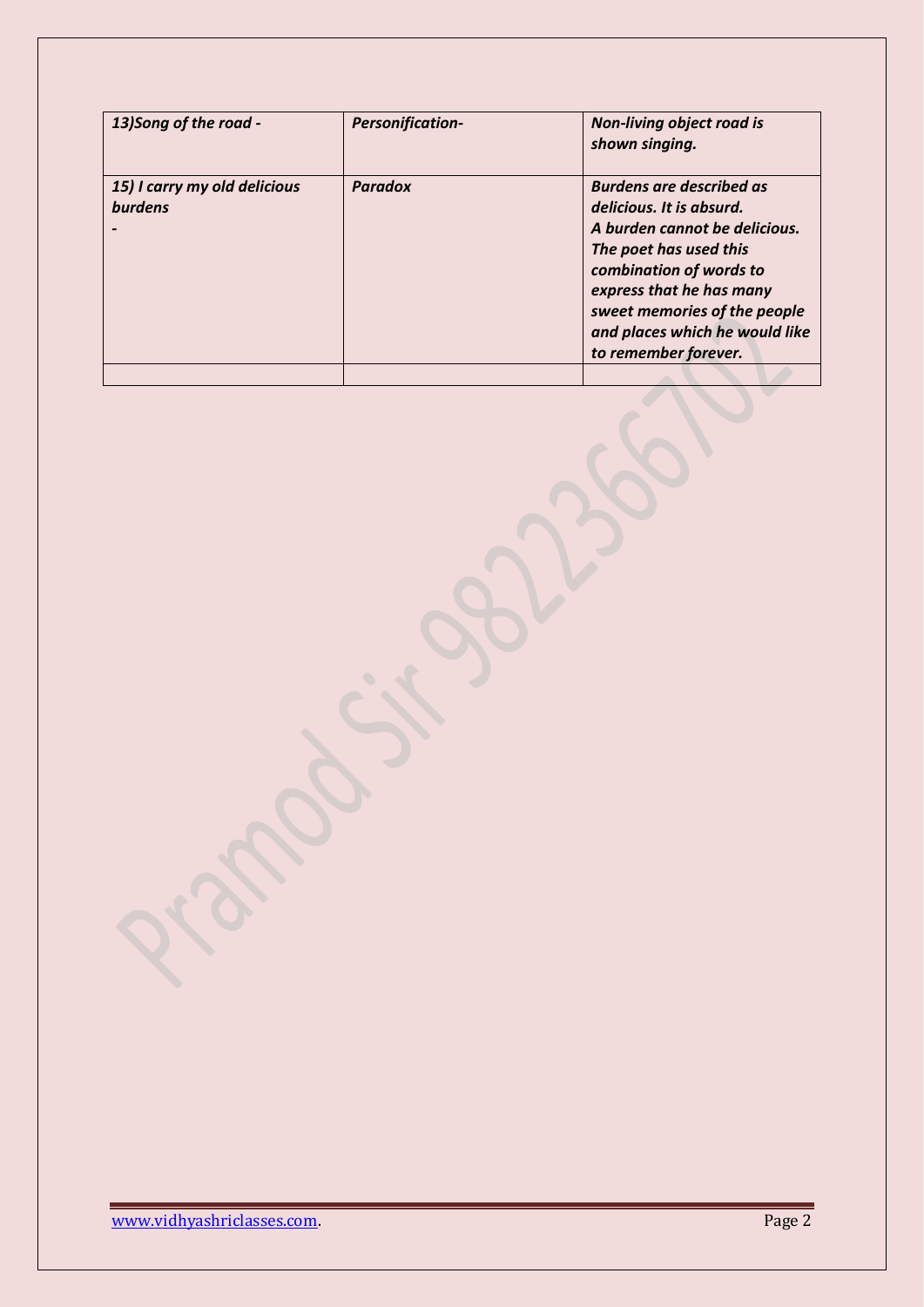| | | |
|---|---|---|
| ***13)Song of the road -*** | ***Personification-*** | ***Non-living object road is shown singing.*** |
| ***15) I carry my old delicious burdens -*** | ***Paradox*** | ***Burdens are described as delicious. It is absurd. A burden cannot be delicious. The poet has used this combination of words to express that he has many sweet memories of the people and places which he would like to remember forever.*** |
| | | |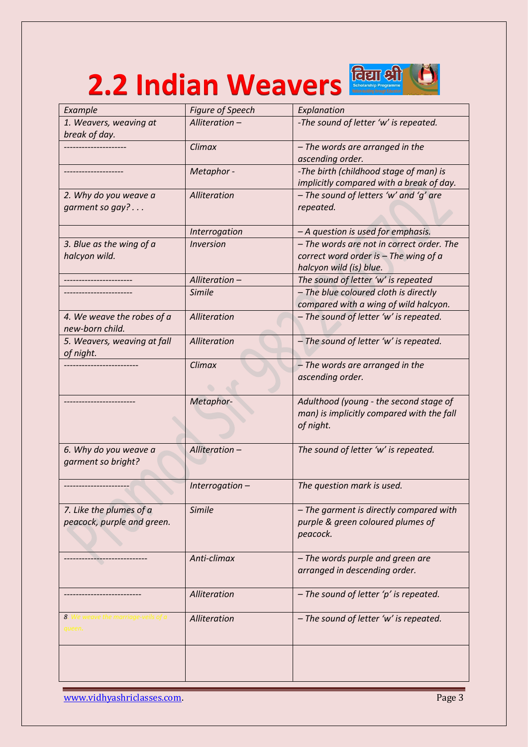# 2.2 Indian Weavers

| Example | Figure of Speech | Explanation |
|---|---|---|
| 1. Weavers, weaving at break of day. | Alliteration – | -The sound of letter 'w' is repeated. |
| -------------------- | Climax | – The words are arranged in the ascending order. |
| ------------------- | Metaphor - | -The birth (childhood stage of man) is implicitly compared with a break of day. |
| 2. Why do you weave a garment so gay? . . . | Alliteration | – The sound of letters 'w' and 'g' are repeated. |
| | Interrogation | – A question is used for emphasis. |
| 3. Blue as the wing of a halcyon wild. | Inversion | – The words are not in correct order. The correct word order is – The wing of a halcyon wild (is) blue. |
| ---------------------- | Alliteration – | The sound of letter 'w' is repeated |
| ---------------------- | Simile | – The blue coloured cloth is directly compared with a wing of wild halcyon. |
| 4. We weave the robes of a new-born child. | Alliteration | – The sound of letter 'w' is repeated. |
| 5. Weavers, weaving at fall of night. | Alliteration | – The sound of letter 'w' is repeated. |
| ------------------------ | Climax | – The words are arranged in the ascending order. |
| ----------------------- | Metaphor- | Adulthood (young - the second stage of man) is implicitly compared with the fall of night. |
| 6. Why do you weave a garment so bright? | Alliteration – | The sound of letter 'w' is repeated. |
| --------------------- | Interrogation – | The question mark is used. |
| 7. Like the plumes of a peacock, purple and green. | Simile | – The garment is directly compared with purple & green coloured plumes of peacock. |
| --------------------------- | Anti-climax | – The words purple and green are arranged in descending order. |
| ------------------------- | Alliteration | – The sound of letter 'p' is repeated. |
| 8. We weave the marriage veils of a queen. | Alliteration | – The sound of letter 'w' is repeated. |
| | | |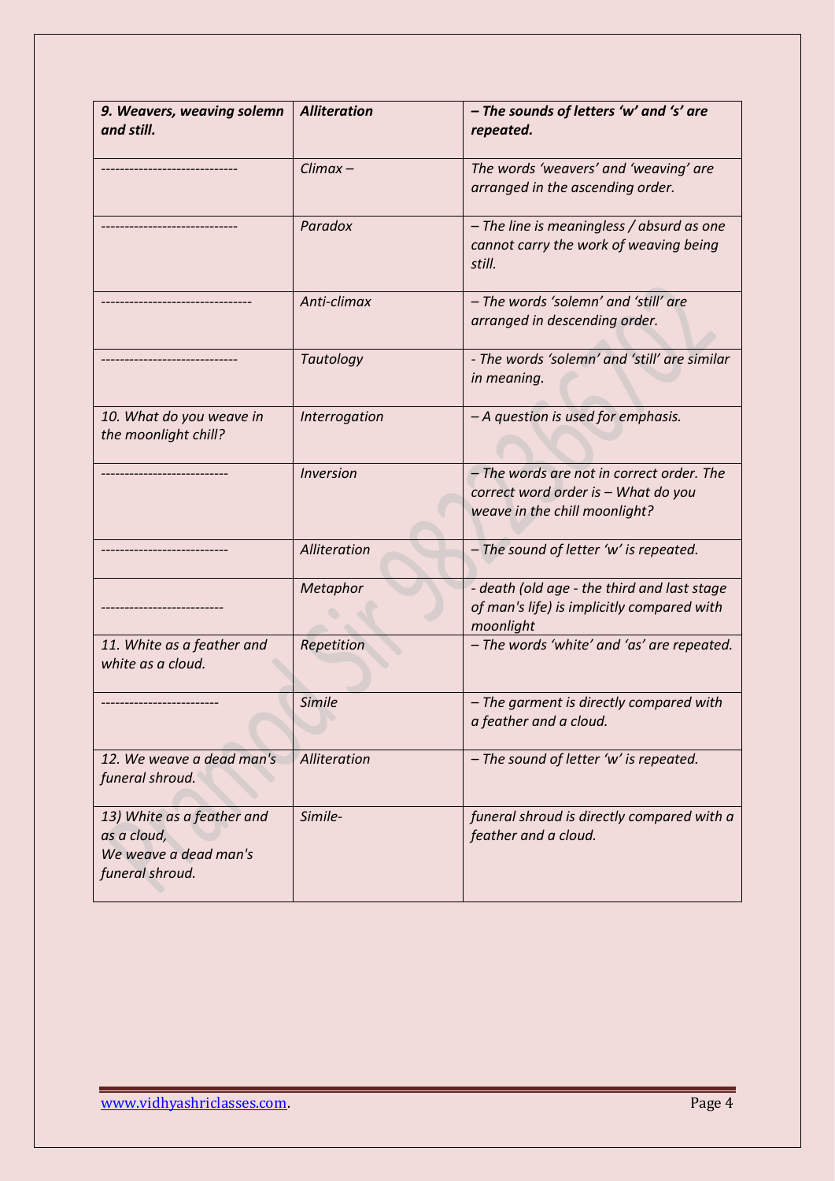| | | |
|---|---|---|
| ***9. Weavers, weaving solemn and still.*** | ***Alliteration*** | ***– The sounds of letters 'w' and 's' are repeated.*** |
| ----------------------------- | *Climax –* | *The words 'weavers' and 'weaving' are arranged in the ascending order.* |
| ----------------------------- | *Paradox* | *– The line is meaningless / absurd as one cannot carry the work of weaving being still.* |
| -------------------------------- | *Anti-climax* | *– The words 'solemn' and 'still' are arranged in descending order.* |
| ----------------------------- | *Tautology* | *- The words 'solemn' and 'still' are similar in meaning.* |
| *10. What do you weave in the moonlight chill?* | *Interrogation* | *– A question is used for emphasis.* |
| --------------------------- | *Inversion* | *– The words are not in correct order. The correct word order is – What do you weave in the chill moonlight?* |
| --------------------------- | *Alliteration* | *– The sound of letter 'w' is repeated.* |
| -------------------------- | *Metaphor* | *- death (old age - the third and last stage of man's life) is implicitly compared with moonlight* |
| *11. White as a feather and white as a cloud.* | *Repetition* | *– The words 'white' and 'as' are repeated.* |
| ------------------------- | *Simile* | *– The garment is directly compared with a feather and a cloud.* |
| *12. We weave a dead man's funeral shroud.* | *Alliteration* | *– The sound of letter 'w' is repeated.* |
| *13) White as a feather and as a cloud, We weave a dead man's funeral shroud.* | *Simile-* | *funeral shroud is directly compared with a feather and a cloud.* |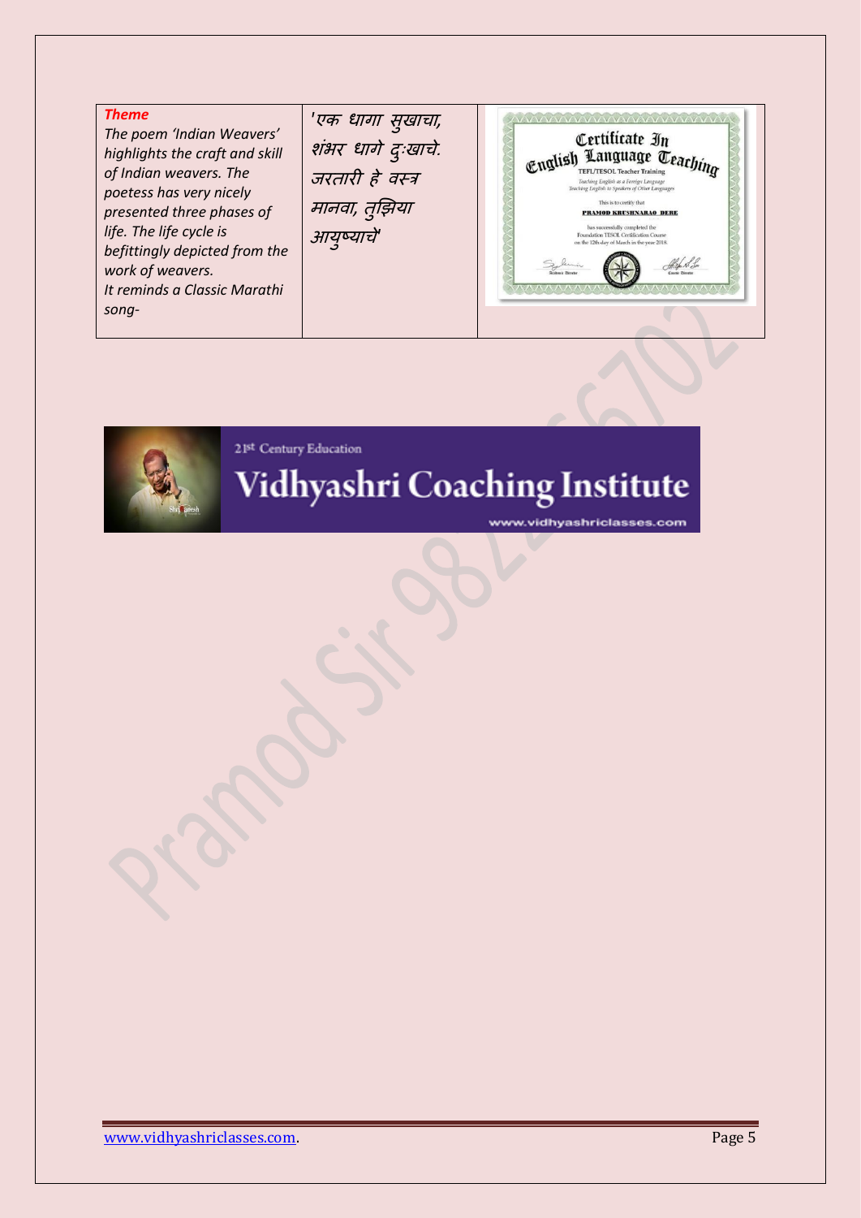| | | |
|---|---|---|
| ***Theme***<br>*The poem 'Indian Weavers' highlights the craft and skill of Indian weavers. The poetess has very nicely presented three phases of life. The life cycle is befittingly depicted from the work of weavers.*<br>*It reminds a Classic Marathi song-* | *'एक धागा सुखाचा, शंभर धागे दुःखाचे. जरतारी हे वस्त्र मानवा, तुझिया आयुष्याचे'* | |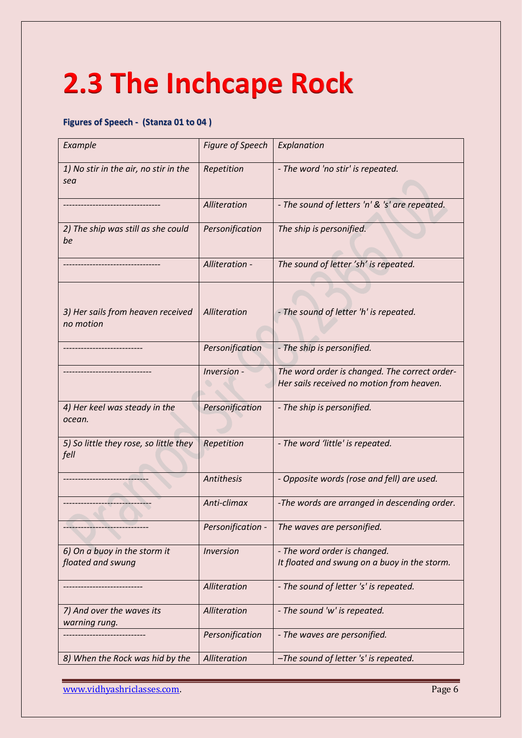# 2.3 The Inchcape Rock

**Figures of Speech - (Stanza 01 to 04 )**

| Example | Figure of Speech | Explanation |
|---|---|---|
| 1) No stir in the air, no stir in the sea | Repetition | - The word 'no stir' is repeated. |
| --------------------------------- | Alliteration | - The sound of letters 'n' & 's' are repeated. |
| 2) The ship was still as she could be | Personification | The ship is personified. |
| --------------------------------- | Alliteration - | The sound of letter 'sh' is repeated. |
| 3) Her sails from heaven received no motion | Alliteration | - The sound of letter 'h' is repeated. |
| -------------------------- | Personification | - The ship is personified. |
| ------------------------------ | Inversion - | The word order is changed. The correct order- Her sails received no motion from heaven. |
| 4) Her keel was steady in the ocean. | Personification | - The ship is personified. |
| 5) So little they rose, so little they fell | Repetition | - The word 'little' is repeated. |
| ----------------------------- | Antithesis | - Opposite words (rose and fell) are used. |
| ------------------------------ | Anti-climax | -The words are arranged in descending order. |
| ----------------------------- | Personification - | The waves are personified. |
| 6) On a buoy in the storm it floated and swung | Inversion | - The word order is changed. It floated and swung on a buoy in the storm. |
| --------------------------- | Alliteration | - The sound of letter 's' is repeated. |
| 7) And over the waves its warning rung. | Alliteration | - The sound 'w' is repeated. |
| ---------------------------- | Personification | - The waves are personified. |
| 8) When the Rock was hid by the | Alliteration | –The sound of letter 's' is repeated. |

www.vidhyashriclasses.com.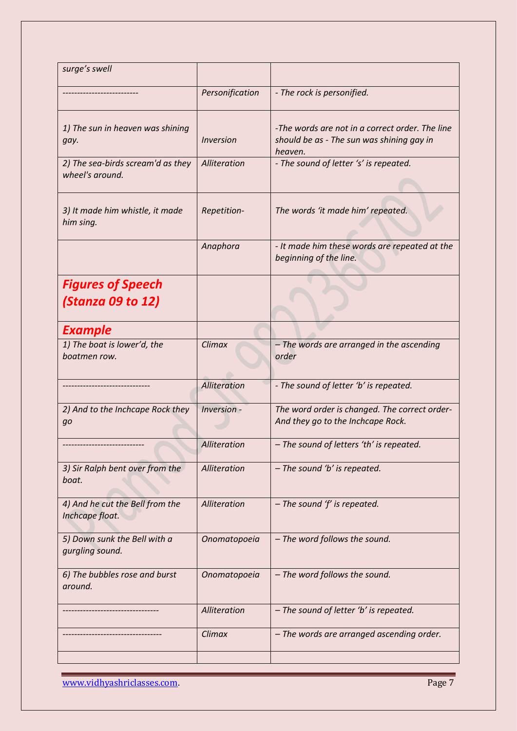| | | |
|---|---|---|
| *surge's swell* | | |
| *--------------------------* | *Personification* | *- The rock is personified.* |
| *1) The sun in heaven was shining gay.* | *Inversion* | *-The words are not in a correct order. The line should be as - The sun was shining gay in heaven.* |
| *2) The sea-birds scream'd as they wheel's around.* | *Alliteration* | *- The sound of letter 's' is repeated.* |
| *3) It made him whistle, it made him sing.* | *Repetition-* | *The words 'it made him' repeated.* |
| | *Anaphora* | *- It made him these words are repeated at the beginning of the line.* |
| ***Figures of Speech (Stanza 09 to 12)*** | | |
| ***Example*** | | |
| *1) The boat is lower'd, the boatmen row.* | *Climax* | *– The words are arranged in the ascending order* |
| *------------------------------* | *Alliteration* | *- The sound of letter 'b' is repeated.* |
| *2) And to the Inchcape Rock they go* | *Inversion -* | *The word order is changed. The correct order- And they go to the Inchcape Rock.* |
| *----------------------------* | *Alliteration* | *– The sound of letters 'th' is repeated.* |
| *3) Sir Ralph bent over from the boat.* | *Alliteration* | *– The sound 'b' is repeated.* |
| *4) And he cut the Bell from the Inchcape float.* | *Alliteration* | *– The sound 'f' is repeated.* |
| *5) Down sunk the Bell with a gurgling sound.* | *Onomatopoeia* | *– The word follows the sound.* |
| *6) The bubbles rose and burst around.* | *Onomatopoeia* | *– The word follows the sound.* |
| *---------------------------------* | *Alliteration* | *– The sound of letter 'b' is repeated.* |
| *----------------------------------* | *Climax* | *– The words are arranged ascending order.* |
| | | |

www.vidhyashriclasses.com.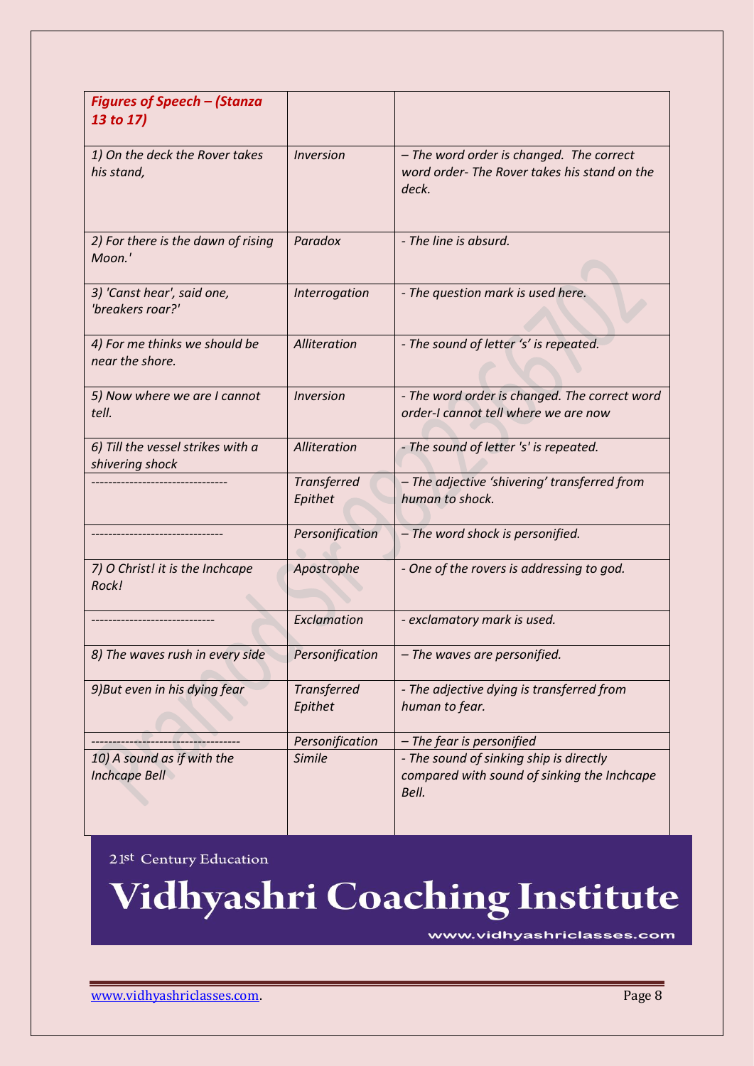| *Figures of Speech – (Stanza 13 to 17)* | | |
|---|---|---|
| *1) On the deck the Rover takes his stand,* | *Inversion* | *– The word order is changed. The correct word order- The Rover takes his stand on the deck.* |
| *2) For there is the dawn of rising Moon.'* | *Paradox* | *- The line is absurd.* |
| *3) 'Canst hear', said one, 'breakers roar?'* | *Interrogation* | *- The question mark is used here.* |
| *4) For me thinks we should be near the shore.* | *Alliteration* | *- The sound of letter 's' is repeated.* |
| *5) Now where we are I cannot tell.* | *Inversion* | *- The word order is changed. The correct word order-I cannot tell where we are now* |
| *6) Till the vessel strikes with a shivering shock* | *Alliteration* | *- The sound of letter 's' is repeated.* |
| -------------------------------- | *Transferred Epithet* | *– The adjective 'shivering' transferred from human to shock.* |
| ------------------------------- | *Personification* | *– The word shock is personified.* |
| *7) O Christ! it is the Inchcape Rock!* | *Apostrophe* | *- One of the rovers is addressing to god.* |
| ----------------------------- | *Exclamation* | *- exclamatory mark is used.* |
| *8) The waves rush in every side* | *Personification* | *– The waves are personified.* |
| *9)But even in his dying fear* | *Transferred Epithet* | *- The adjective dying is transferred from human to fear.* |
| ----------------------------------- | *Personification* | *– The fear is personified* |
| *10) A sound as if with the Inchcape Bell* | *Simile* | *- The sound of sinking ship is directly compared with sound of sinking the Inchcape Bell.* |

21st Century Education

**Vidhyashri Coaching Institute**

www.vidhyashriclasses.com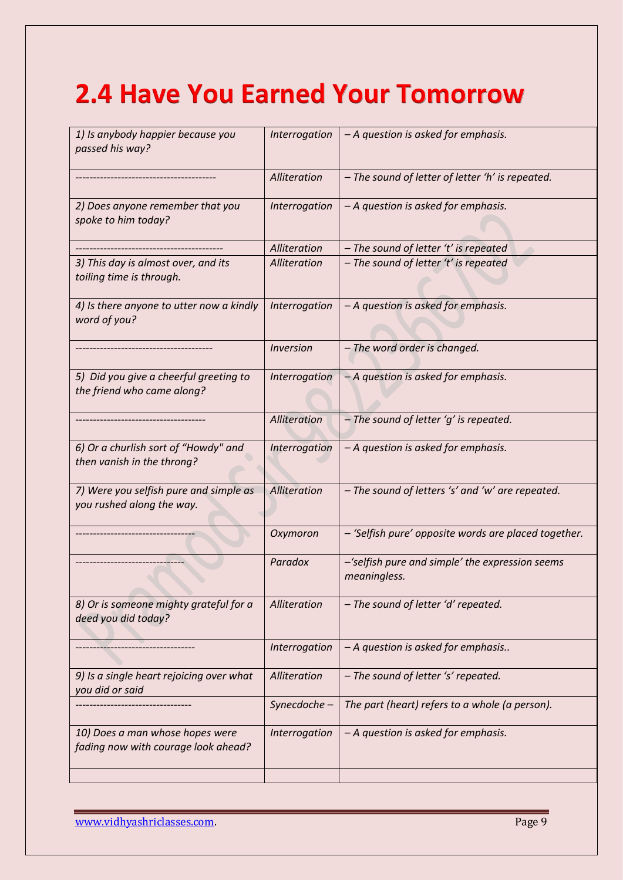# 2.4 Have You Earned Your Tomorrow

| | | |
|---|---|---|
| *1) Is anybody happier because you passed his way?* | *Interrogation* | *– A question is asked for emphasis.* |
| *----------------------------------------* | *Alliteration* | *– The sound of letter of letter 'h' is repeated.* |
| *2) Does anyone remember that you spoke to him today?* | *Interrogation* | *– A question is asked for emphasis.* |
| *------------------------------------------* | *Alliteration* | *– The sound of letter 't' is repeated* |
| *3) This day is almost over, and its toiling time is through.* | *Alliteration* | *– The sound of letter 't' is repeated* |
| *4) Is there anyone to utter now a kindly word of you?* | *Interrogation* | *– A question is asked for emphasis.* |
| *---------------------------------------* | *Inversion* | *– The word order is changed.* |
| *5) Did you give a cheerful greeting to the friend who came along?* | *Interrogation* | *– A question is asked for emphasis.* |
| *-------------------------------------* | *Alliteration* | *– The sound of letter 'g' is repeated.* |
| *6) Or a churlish sort of "Howdy" and then vanish in the throng?* | *Interrogation* | *– A question is asked for emphasis.* |
| *7) Were you selfish pure and simple as you rushed along the way.* | *Alliteration* | *– The sound of letters 's' and 'w' are repeated.* |
| *----------------------------------* | *Oxymoron* | *– 'Selfish pure' opposite words are placed together.* |
| *-------------------------------* | *Paradox* | *–'selfish pure and simple' the expression seems meaningless.* |
| *8) Or is someone mighty grateful for a deed you did today?* | *Alliteration* | *– The sound of letter 'd' repeated.* |
| *-----------------------------------* | *Interrogation* | *– A question is asked for emphasis..* |
| *9) Is a single heart rejoicing over what you did or said* | *Alliteration* | *– The sound of letter 's' repeated.* |
| *---------------------------------* | *Synecdoche –* | *The part (heart) refers to a whole (a person).* |
| *10) Does a man whose hopes were fading now with courage look ahead?* | *Interrogation* | *– A question is asked for emphasis.* |
| | | |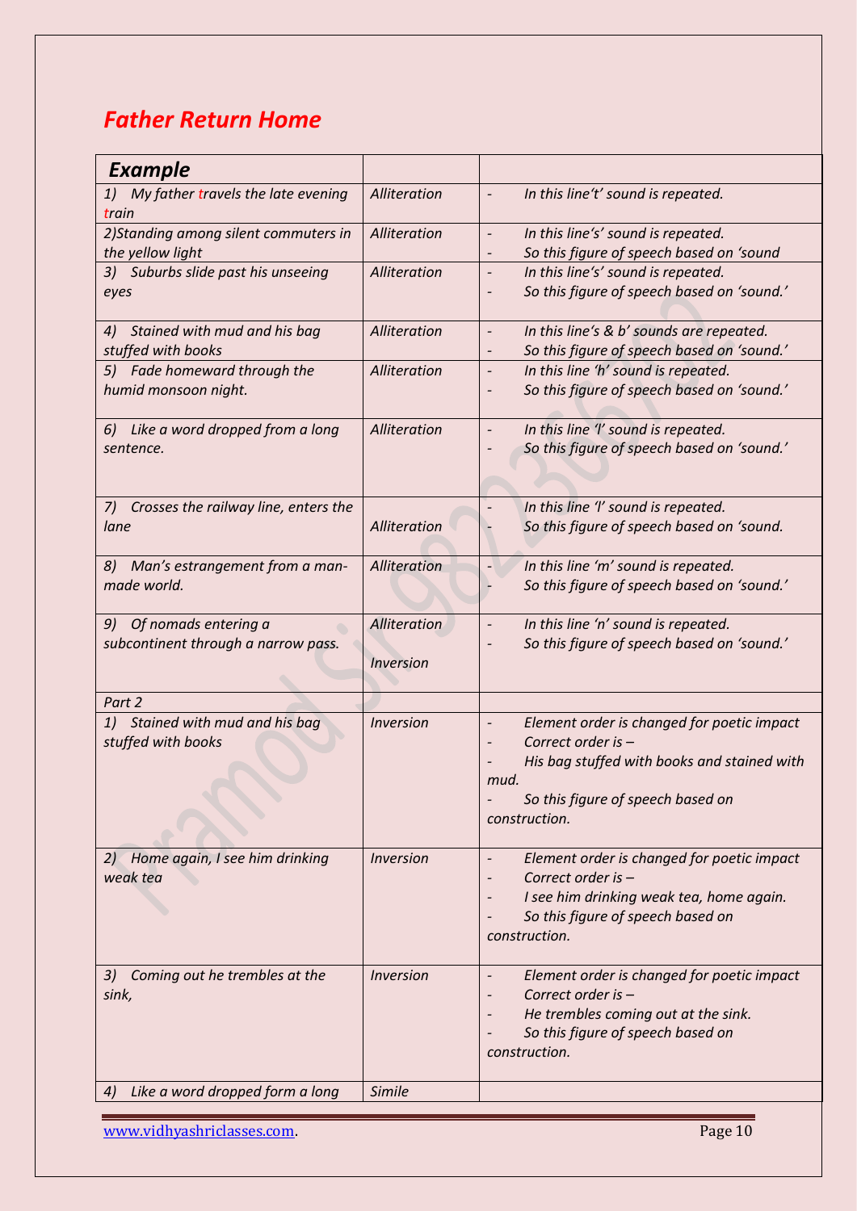# *Father Return Home*

| ***Example*** | | |
|---|---|---|
| *1) My father travels the late evening train* | *Alliteration* | - *In this line't' sound is repeated.* |
| *2)Standing among silent commuters in the yellow light* | *Alliteration* | - *In this line's' sound is repeated.* <br> - *So this figure of speech based on 'sound* |
| *3) Suburbs slide past his unseeing eyes* | *Alliteration* | - *In this line's' sound is repeated.* <br> - *So this figure of speech based on 'sound.'* |
| *4) Stained with mud and his bag stuffed with books* | *Alliteration* | - *In this line's & b' sounds are repeated.* <br> - *So this figure of speech based on 'sound.'* |
| *5) Fade homeward through the humid monsoon night.* | *Alliteration* | - *In this line 'h' sound is repeated.* <br> - *So this figure of speech based on 'sound.'* |
| *6) Like a word dropped from a long sentence.* | *Alliteration* | - *In this line 'l' sound is repeated.* <br> - *So this figure of speech based on 'sound.'* |
| *7) Crosses the railway line, enters the lane* | *Alliteration* | - *In this line 'l' sound is repeated.* <br> - *So this figure of speech based on 'sound.* |
| *8) Man's estrangement from a man-made world.* | *Alliteration* | - *In this line 'm' sound is repeated.* <br> - *So this figure of speech based on 'sound.'* |
| *9) Of nomads entering a subcontinent through a narrow pass.* | *Alliteration* <br> *Inversion* | - *In this line 'n' sound is repeated.* <br> - *So this figure of speech based on 'sound.'* |
| *Part 2* | | |
| *1) Stained with mud and his bag stuffed with books* | *Inversion* | - *Element order is changed for poetic impact* <br> - *Correct order is –* <br> - *His bag stuffed with books and stained with mud.* <br> - *So this figure of speech based on construction.* |
| *2) Home again, I see him drinking weak tea* | *Inversion* | - *Element order is changed for poetic impact* <br> - *Correct order is –* <br> - *I see him drinking weak tea, home again.* <br> - *So this figure of speech based on construction.* |
| *3) Coming out he trembles at the sink,* | *Inversion* | - *Element order is changed for poetic impact* <br> - *Correct order is –* <br> - *He trembles coming out at the sink.* <br> - *So this figure of speech based on construction.* |
| *4) Like a word dropped form a long* | *Simile* | |

www.vidhyashriclasses.com.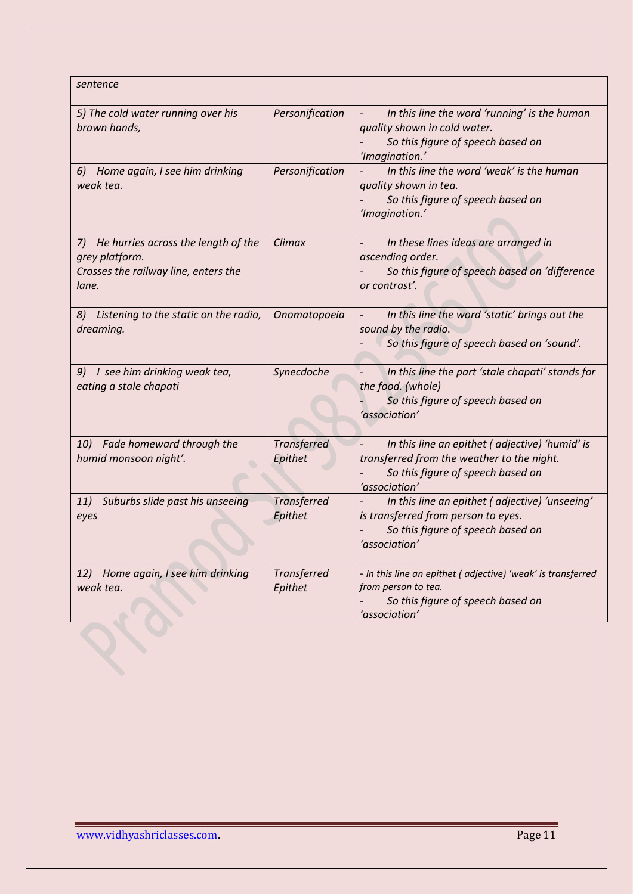| | | |
|---|---|---|
| *sentence* | | |
| *5) The cold water running over his brown hands,* | *Personification* | - *In this line the word 'running' is the human quality shown in cold water.*<br>- *So this figure of speech based on 'Imagination.'* |
| *6) Home again, I see him drinking weak tea.* | *Personification* | - *In this line the word 'weak' is the human quality shown in tea.*<br>- *So this figure of speech based on 'Imagination.'* |
| *7) He hurries across the length of the grey platform.*<br>*Crosses the railway line, enters the lane.* | *Climax* | - *In these lines ideas are arranged in ascending order.*<br>- *So this figure of speech based on 'difference or contrast'.* |
| *8) Listening to the static on the radio, dreaming.* | *Onomatopoeia* | - *In this line the word 'static' brings out the sound by the radio.*<br>- *So this figure of speech based on 'sound'.* |
| *9) I see him drinking weak tea, eating a stale chapati* | *Synecdoche* | - *In this line the part 'stale chapati' stands for the food. (whole)*<br>- *So this figure of speech based on 'association'* |
| *10) Fade homeward through the humid monsoon night'.* | *Transferred Epithet* | - *In this line an epithet ( adjective) 'humid' is transferred from the weather to the night.*<br>- *So this figure of speech based on 'association'* |
| *11) Suburbs slide past his unseeing eyes* | *Transferred Epithet* | - *In this line an epithet ( adjective) 'unseeing' is transferred from person to eyes.*<br>- *So this figure of speech based on 'association'* |
| *12) Home again, I see him drinking weak tea.* | *Transferred Epithet* | - *In this line an epithet ( adjective) 'weak' is transferred from person to tea.*<br>- *So this figure of speech based on 'association'* |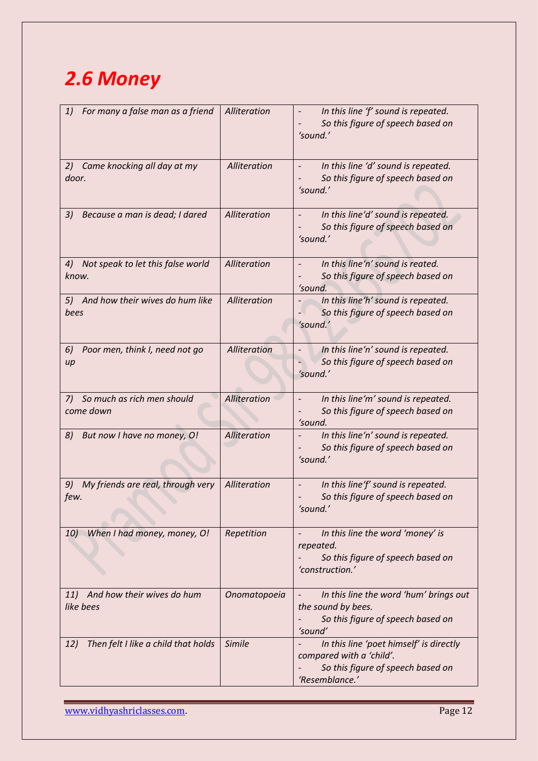# *2.6 Money*

| | | |
|---|---|---|
| *1) For many a false man as a friend* | *Alliteration* | - *In this line 'f' sound is repeated.* <br> - *So this figure of speech based on 'sound.'* |
| *2) Came knocking all day at my door.* | *Alliteration* | - *In this line 'd' sound is repeated.* <br> - *So this figure of speech based on 'sound.'* |
| *3) Because a man is dead; I dared* | *Alliteration* | - *In this line'd' sound is repeated.* <br> - *So this figure of speech based on 'sound.'* |
| *4) Not speak to let this false world know.* | *Alliteration* | - *In this line'n' sound is reated.* <br> - *So this figure of speech based on 'sound.* |
| *5) And how their wives do hum like bees* | *Alliteration* | - *In this line'h' sound is repeated.* <br> - *So this figure of speech based on 'sound.'* |
| *6) Poor men, think I, need not go up* | *Alliteration* | - *In this line'n' sound is repeated.* <br> - *So this figure of speech based on 'sound.'* |
| *7) So much as rich men should come down* | *Alliteration* | - *In this line'm' sound is repeated.* <br> - *So this figure of speech based on 'sound.* |
| *8) But now I have no money, O!* | *Alliteration* | - *In this line'n' sound is repeated.* <br> - *So this figure of speech based on 'sound.'* |
| *9) My friends are real, through very few.* | *Alliteration* | - *In this line'f' sound is repeated.* <br> - *So this figure of speech based on 'sound.'* |
| *10) When I had money, money, O!* | *Repetition* | - *In this line the word 'money' is repeated.* <br> - *So this figure of speech based on 'construction.'* |
| *11) And how their wives do hum like bees* | *Onomatopoeia* | - *In this line the word 'hum' brings out the sound by bees.* <br> - *So this figure of speech based on 'sound'* |
| *12) Then felt I like a child that holds* | *Simile* | - *In this line 'poet himself' is directly compared with a 'child'.* <br> - *So this figure of speech based on 'Resemblance.'* |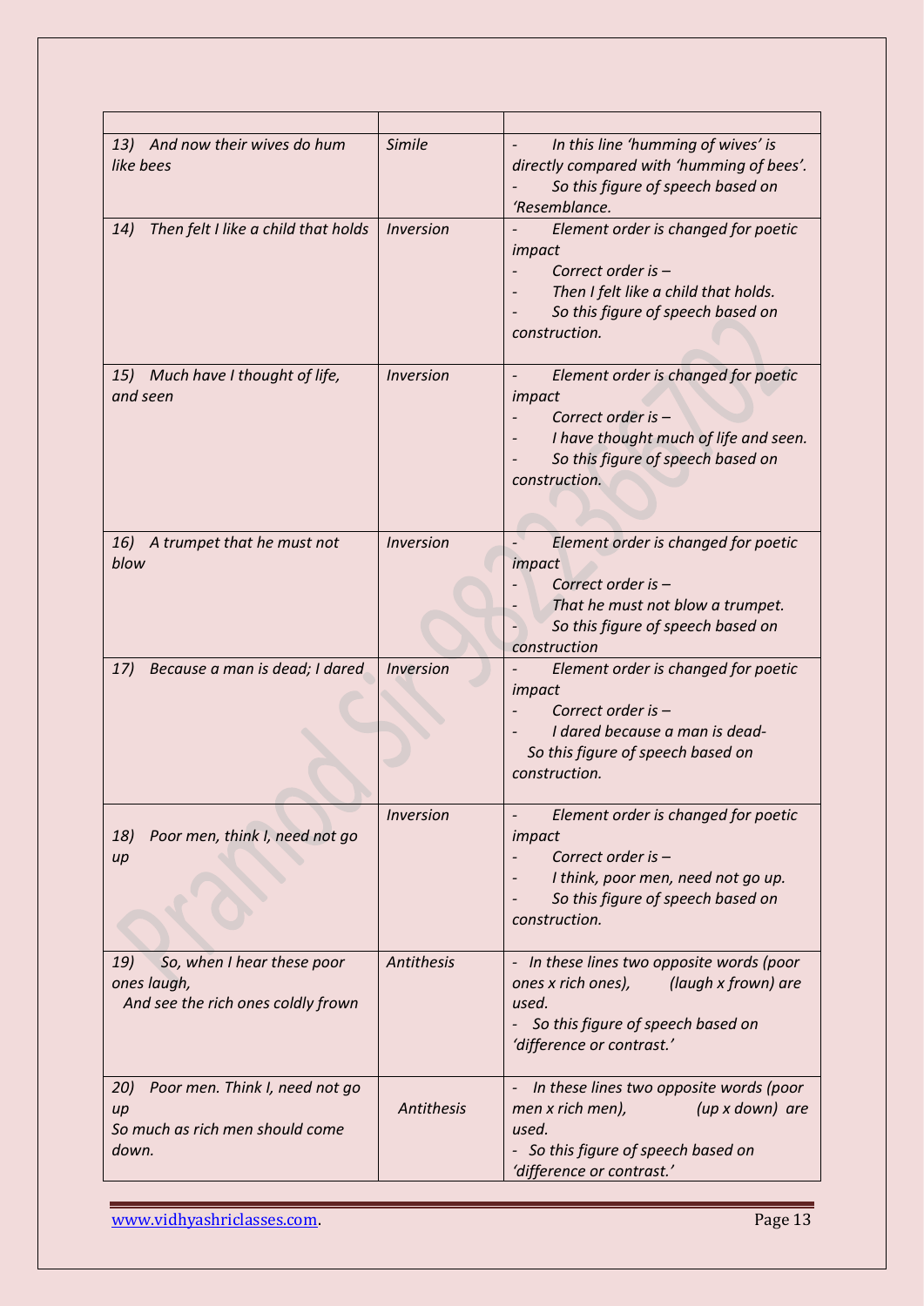| | | |
|---|---|---|
| *13) And now their wives do hum like bees* | *Simile* | - *In this line 'humming of wives' is directly compared with 'humming of bees'.*<br>- *So this figure of speech based on 'Resemblance.* |
| *14) Then felt I like a child that holds* | *Inversion* | - *Element order is changed for poetic impact*<br>- *Correct order is –*<br>- *Then I felt like a child that holds.*<br>- *So this figure of speech based on construction.* |
| *15) Much have I thought of life, and seen* | *Inversion* | - *Element order is changed for poetic impact*<br>- *Correct order is –*<br>- *I have thought much of life and seen.*<br>- *So this figure of speech based on construction.* |
| *16) A trumpet that he must not blow* | *Inversion* | - *Element order is changed for poetic impact*<br>- *Correct order is –*<br>- *That he must not blow a trumpet.*<br>- *So this figure of speech based on construction* |
| *17) Because a man is dead; I dared* | *Inversion* | - *Element order is changed for poetic impact*<br>- *Correct order is –*<br>- *I dared because a man is dead-*<br>*So this figure of speech based on construction.* |
| *18) Poor men, think I, need not go up* | *Inversion* | - *Element order is changed for poetic impact*<br>- *Correct order is –*<br>- *I think, poor men, need not go up.*<br>- *So this figure of speech based on construction.* |
| *19) So, when I hear these poor ones laugh,*<br>*And see the rich ones coldly frown* | *Antithesis* | - *In these lines two opposite words (poor ones x rich ones), (laugh x frown) are used.*<br>- *So this figure of speech based on 'difference or contrast.'* |
| *20) Poor men. Think I, need not go up*<br>*So much as rich men should come down.* | *Antithesis* | - *In these lines two opposite words (poor men x rich men), (up x down) are used.*<br>- *So this figure of speech based on 'difference or contrast.'* |

www.vidhyashriclasses.com.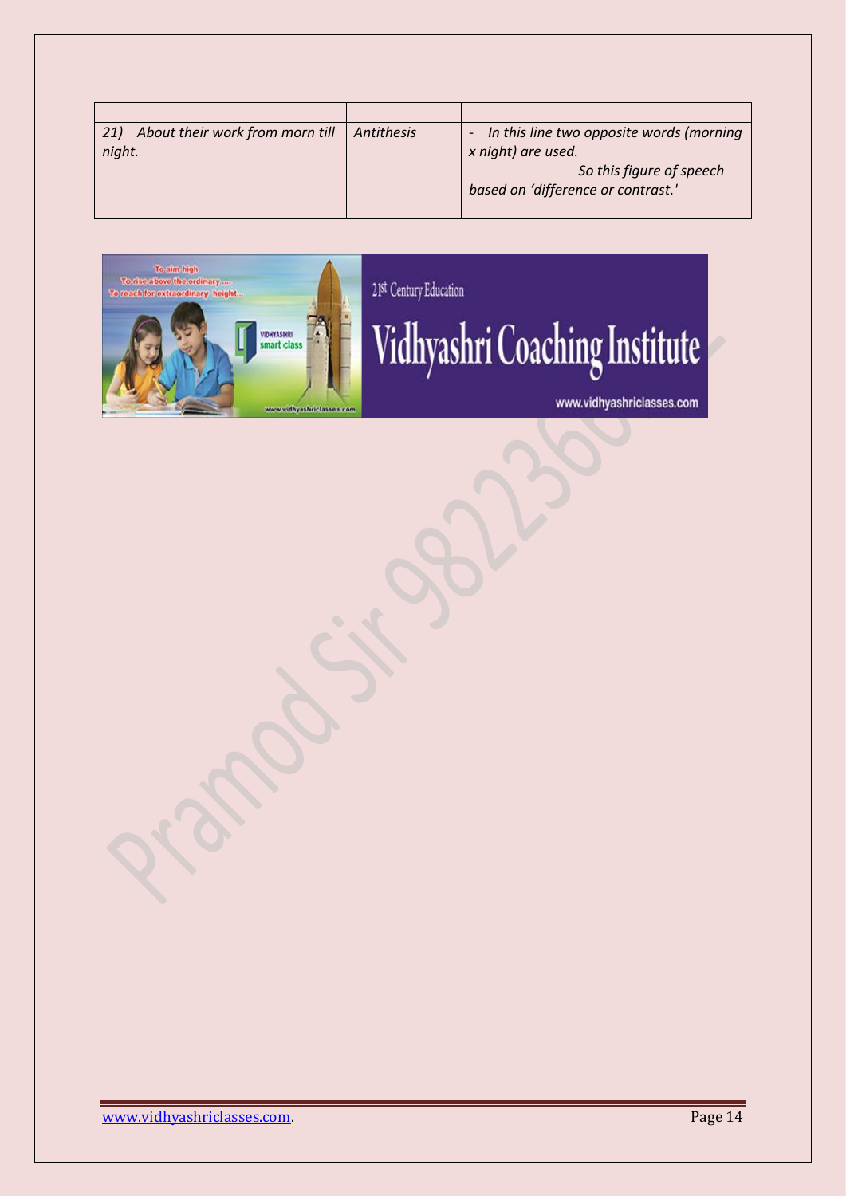| | | |
|---|---|---|
| *21) About their work from morn till night.* | *Antithesis* | *- In this line two opposite words (morning x night) are used. So this figure of speech based on 'difference or contrast.'* |